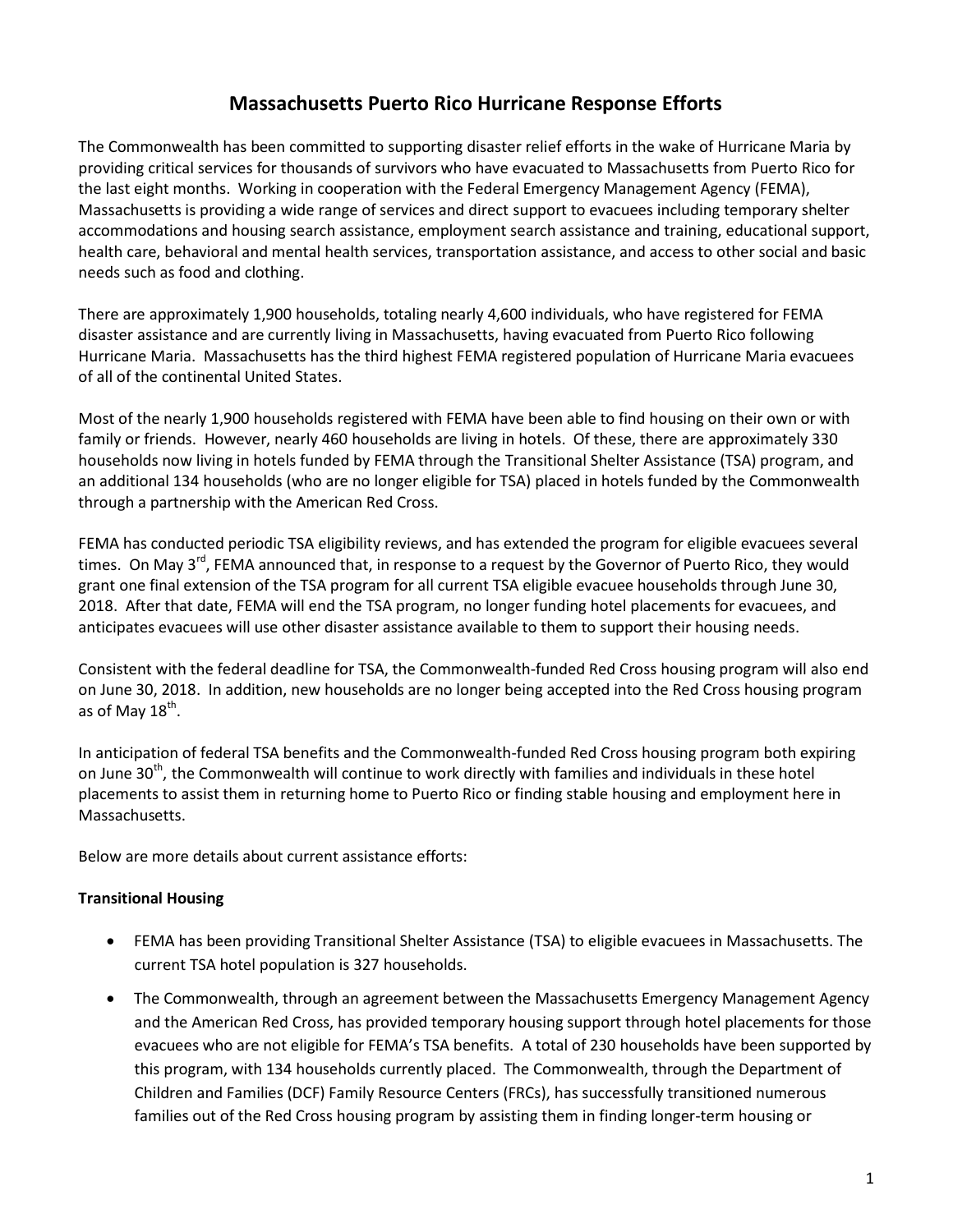# Massachusetts Puerto Rico Hurricane Response Efforts

The Commonwealth has been committed to supporting disaster relief efforts in the wake of Hurricane Maria by providing critical services for thousands of survivors who have evacuated to Massachusetts from Puerto Rico for the last eight months. Working in cooperation with the Federal Emergency Management Agency (FEMA), Massachusetts is providing a wide range of services and direct support to evacuees including temporary shelter accommodations and housing search assistance, employment search assistance and training, educational support, health care, behavioral and mental health services, transportation assistance, and access to other social and basic needs such as food and clothing.

There are approximately 1,900 households, totaling nearly 4,600 individuals, who have registered for FEMA disaster assistance and are currently living in Massachusetts, having evacuated from Puerto Rico following Hurricane Maria. Massachusetts has the third highest FEMA registered population of Hurricane Maria evacuees of all of the continental United States.

Most of the nearly 1,900 households registered with FEMA have been able to find housing on their own or with family or friends. However, nearly 460 households are living in hotels. Of these, there are approximately 330 households now living in hotels funded by FEMA through the Transitional Shelter Assistance (TSA) program, and an additional 134 households (who are no longer eligible for TSA) placed in hotels funded by the Commonwealth through a partnership with the American Red Cross.

FEMA has conducted periodic TSA eligibility reviews, and has extended the program for eligible evacuees several times. On May 3rd, FEMA announced that, in response to a request by the Governor of Puerto Rico, they would grant one final extension of the TSA program for all current TSA eligible evacuee households through June 30, 2018. After that date, FEMA will end the TSA program, no longer funding hotel placements for evacuees, and anticipates evacuees will use other disaster assistance available to them to support their housing needs.

Consistent with the federal deadline for TSA, the Commonwealth-funded Red Cross housing program will also end on June 30, 2018. In addition, new households are no longer being accepted into the Red Cross housing program as of May 18th.

In anticipation of federal TSA benefits and the Commonwealth-funded Red Cross housing program both expiring on June 30th, the Commonwealth will continue to work directly with families and individuals in these hotel placements to assist them in returning home to Puerto Rico or finding stable housing and employment here in Massachusetts.

Below are more details about current assistance efforts:

**Transitional Housing**

- FEMA has been providing Transitional Shelter Assistance (TSA) to eligible evacuees in Massachusetts. The current TSA hotel population is 327 households.
- The Commonwealth, through an agreement between the Massachusetts Emergency Management Agency and the American Red Cross, has provided temporary housing support through hotel placements for those evacuees who are not eligible for FEMA's TSA benefits. A total of 230 households have been supported by this program, with 134 households currently placed. The Commonwealth, through the Department of Children and Families (DCF) Family Resource Centers (FRCs), has successfully transitioned numerous families out of the Red Cross housing program by assisting them in finding longer-term housing or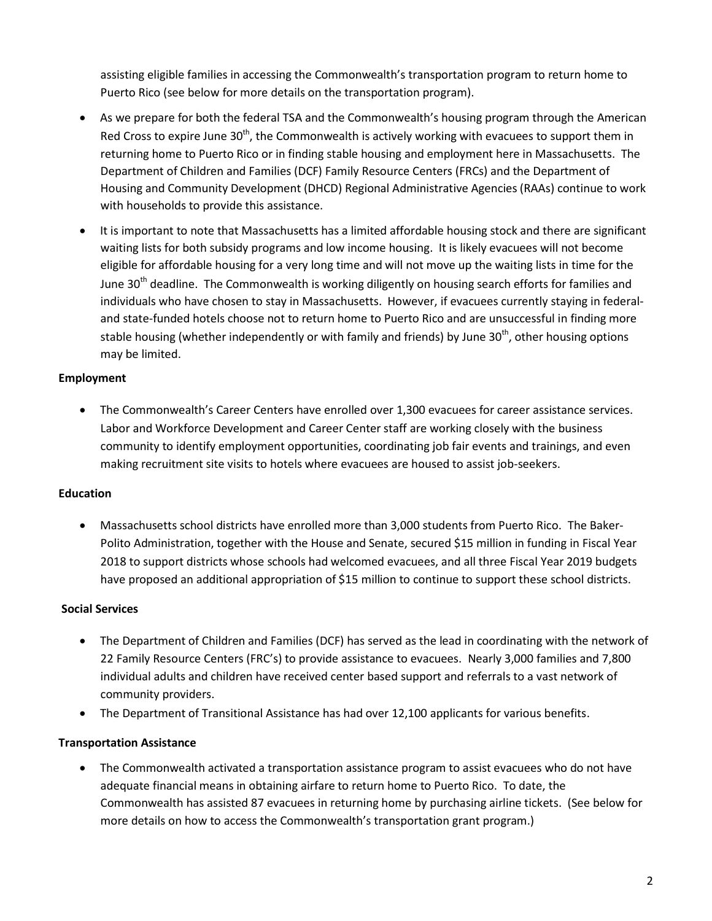assisting eligible families in accessing the Commonwealth's transportation program to return home to Puerto Rico (see below for more details on the transportation program).

- As we prepare for both the federal TSA and the Commonwealth's housing program through the American Red Cross to expire June 30th, the Commonwealth is actively working with evacuees to support them in returning home to Puerto Rico or in finding stable housing and employment here in Massachusetts. The Department of Children and Families (DCF) Family Resource Centers (FRCs) and the Department of Housing and Community Development (DHCD) Regional Administrative Agencies (RAAs) continue to work with households to provide this assistance.
- It is important to note that Massachusetts has a limited affordable housing stock and there are significant waiting lists for both subsidy programs and low income housing. It is likely evacuees will not become eligible for affordable housing for a very long time and will not move up the waiting lists in time for the June 30th deadline. The Commonwealth is working diligently on housing search efforts for families and individuals who have chosen to stay in Massachusetts. However, if evacuees currently staying in federal- and state-funded hotels choose not to return home to Puerto Rico and are unsuccessful in finding more stable housing (whether independently or with family and friends) by June 30th, other housing options may be limited.

**Employment**

- The Commonwealth's Career Centers have enrolled over 1,300 evacuees for career assistance services. Labor and Workforce Development and Career Center staff are working closely with the business community to identify employment opportunities, coordinating job fair events and trainings, and even making recruitment site visits to hotels where evacuees are housed to assist job-seekers.

**Education**

- Massachusetts school districts have enrolled more than 3,000 students from Puerto Rico. The Baker-Polito Administration, together with the House and Senate, secured $15 million in funding in Fiscal Year 2018 to support districts whose schools had welcomed evacuees, and all three Fiscal Year 2019 budgets have proposed an additional appropriation of $15 million to continue to support these school districts.

**Social Services**

- The Department of Children and Families (DCF) has served as the lead in coordinating with the network of 22 Family Resource Centers (FRC's) to provide assistance to evacuees. Nearly 3,000 families and 7,800 individual adults and children have received center based support and referrals to a vast network of community providers.
- The Department of Transitional Assistance has had over 12,100 applicants for various benefits.

**Transportation Assistance**

- The Commonwealth activated a transportation assistance program to assist evacuees who do not have adequate financial means in obtaining airfare to return home to Puerto Rico. To date, the Commonwealth has assisted 87 evacuees in returning home by purchasing airline tickets. (See below for more details on how to access the Commonwealth's transportation grant program.)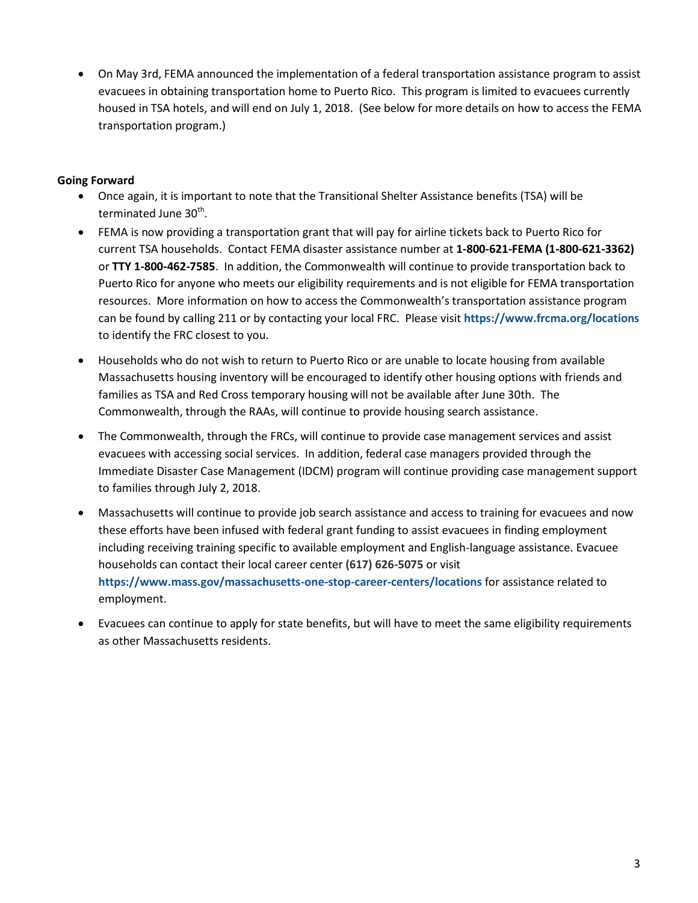- On May 3rd, FEMA announced the implementation of a federal transportation assistance program to assist evacuees in obtaining transportation home to Puerto Rico. This program is limited to evacuees currently housed in TSA hotels, and will end on July 1, 2018. (See below for more details on how to access the FEMA transportation program.)

**Going Forward**

- Once again, it is important to note that the Transitional Shelter Assistance benefits (TSA) will be terminated June 30th.
- FEMA is now providing a transportation grant that will pay for airline tickets back to Puerto Rico for current TSA households. Contact FEMA disaster assistance number at **1-800-621-FEMA (1-800-621-3362)** or **TTY 1-800-462-7585**. In addition, the Commonwealth will continue to provide transportation back to Puerto Rico for anyone who meets our eligibility requirements and is not eligible for FEMA transportation resources. More information on how to access the Commonwealth's transportation assistance program can be found by calling 211 or by contacting your local FRC. Please visit **https://www.frcma.org/locations** to identify the FRC closest to you.
- Households who do not wish to return to Puerto Rico or are unable to locate housing from available Massachusetts housing inventory will be encouraged to identify other housing options with friends and families as TSA and Red Cross temporary housing will not be available after June 30th. The Commonwealth, through the RAAs, will continue to provide housing search assistance.
- The Commonwealth, through the FRCs, will continue to provide case management services and assist evacuees with accessing social services. In addition, federal case managers provided through the Immediate Disaster Case Management (IDCM) program will continue providing case management support to families through July 2, 2018.
- Massachusetts will continue to provide job search assistance and access to training for evacuees and now these efforts have been infused with federal grant funding to assist evacuees in finding employment including receiving training specific to available employment and English-language assistance. Evacuee households can contact their local career center **(617) 626-5075** or visit **https://www.mass.gov/massachusetts-one-stop-career-centers/locations** for assistance related to employment.
- Evacuees can continue to apply for state benefits, but will have to meet the same eligibility requirements as other Massachusetts residents.